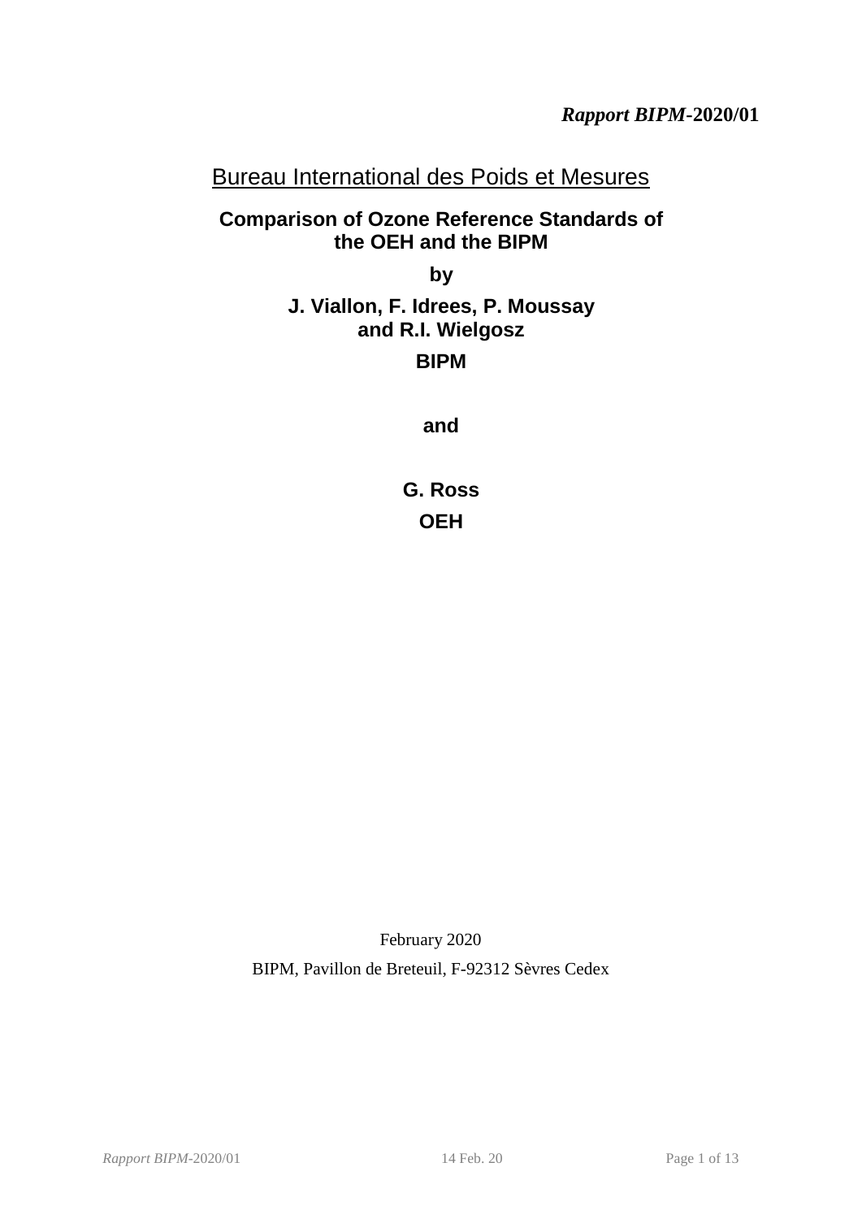***Rapport BIPM*-2020/01**

Bureau International des Poids et Mesures

# Comparison of Ozone Reference Standards of the OEH and the BIPM

**by**

**J. Viallon, F. Idrees, P. Moussay and R.I. Wielgosz**

**BIPM**

**and**

**G. Ross**

**OEH**

February 2020

BIPM, Pavillon de Breteuil, F-92312 Sèvres Cedex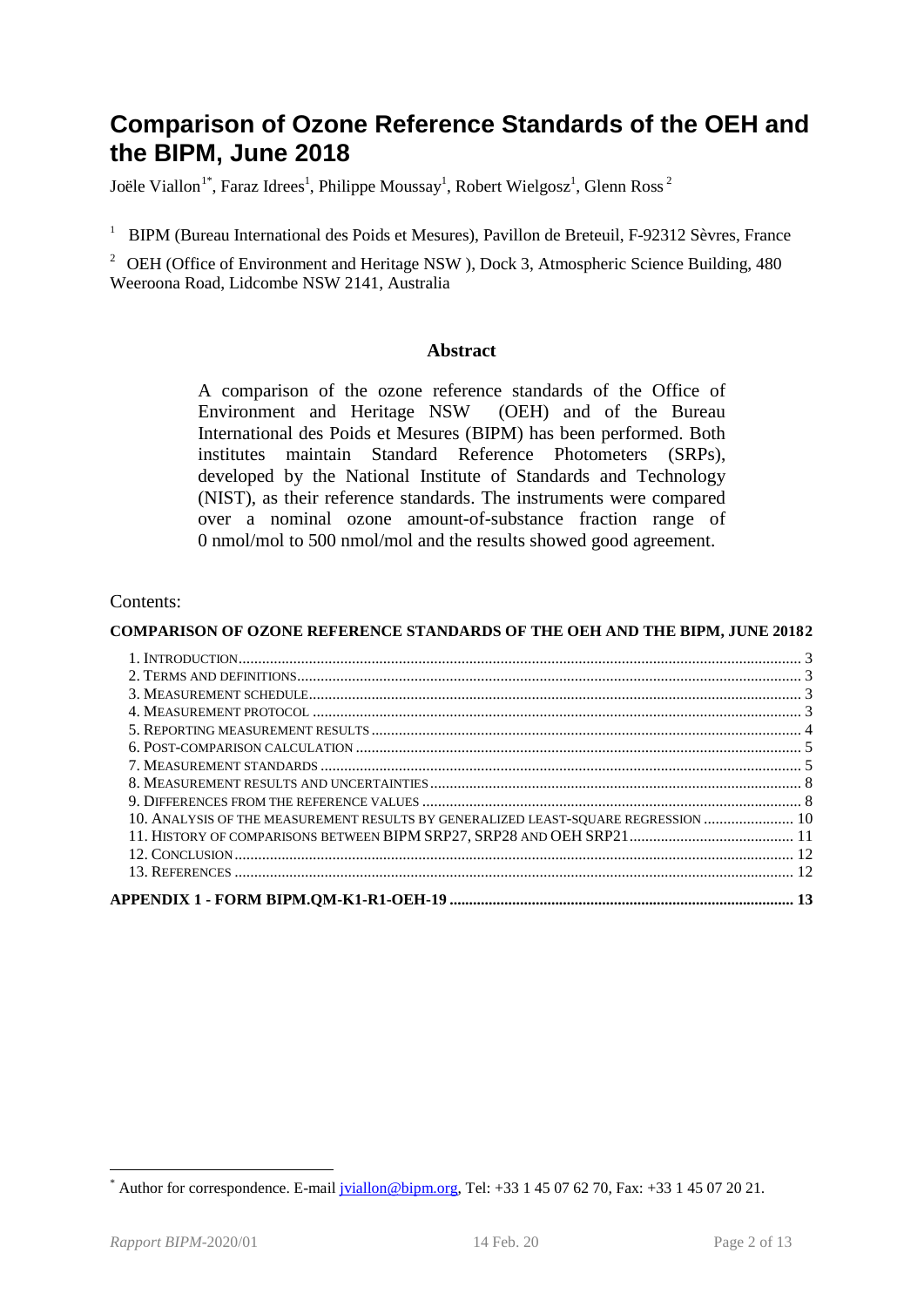# Comparison of Ozone Reference Standards of the OEH and the BIPM, June 2018

Joële Viallon[1*], Faraz Idrees[1], Philippe Moussay[1], Robert Wielgosz[1], Glenn Ross[2]

[1] BIPM (Bureau International des Poids et Mesures), Pavillon de Breteuil, F-92312 Sèvres, France

[2] OEH (Office of Environment and Heritage NSW ), Dock 3, Atmospheric Science Building, 480 Weeroona Road, Lidcombe NSW 2141, Australia

### Abstract

A comparison of the ozone reference standards of the Office of Environment and Heritage NSW (OEH) and of the Bureau International des Poids et Mesures (BIPM) has been performed. Both institutes maintain Standard Reference Photometers (SRPs), developed by the National Institute of Standards and Technology (NIST), as their reference standards. The instruments were compared over a nominal ozone amount-of-substance fraction range of 0 nmol/mol to 500 nmol/mol and the results showed good agreement.

Contents:

**COMPARISON OF OZONE REFERENCE STANDARDS OF THE OEH AND THE BIPM, JUNE 2018 ... 2**

- 1. Introduction ... 3
- 2. Terms and definitions ... 3
- 3. Measurement schedule ... 3
- 4. Measurement protocol ... 3
- 5. Reporting measurement results ... 4
- 6. Post-comparison calculation ... 5
- 7. Measurement standards ... 5
- 8. Measurement results and uncertainties ... 8
- 9. Differences from the reference values ... 8
- 10. Analysis of the measurement results by generalized least-square regression ... 10
- 11. History of comparisons between BIPM SRP27, SRP28 and OEH SRP21 ... 11
- 12. Conclusion ... 12
- 13. References ... 12

**APPENDIX 1 - FORM BIPM.QM-K1-R1-OEH-19 ... 13**

---

[*] Author for correspondence. E-mail jviallon@bipm.org, Tel: +33 1 45 07 62 70, Fax: +33 1 45 07 20 21.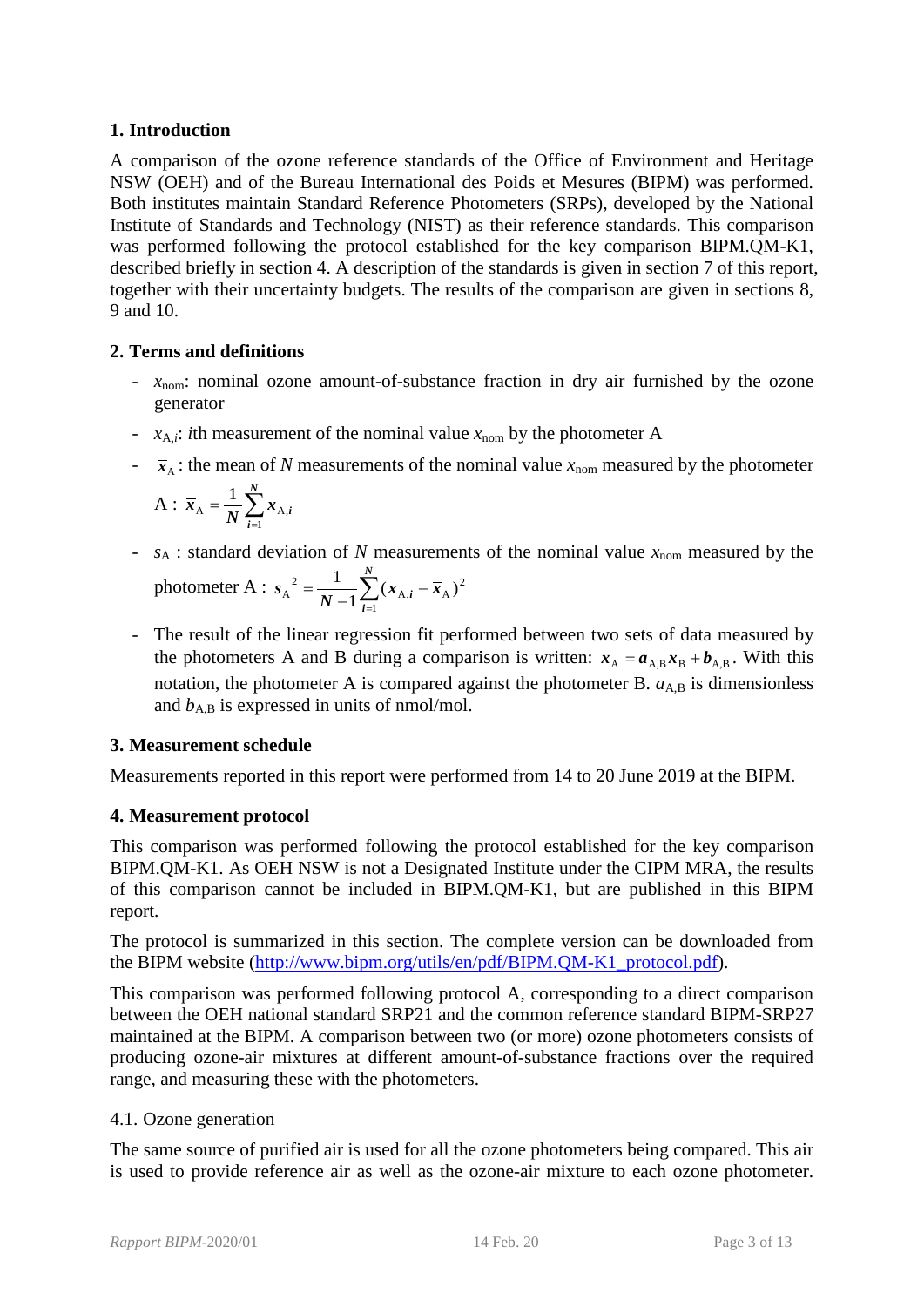## 1. Introduction

A comparison of the ozone reference standards of the Office of Environment and Heritage NSW (OEH) and of the Bureau International des Poids et Mesures (BIPM) was performed. Both institutes maintain Standard Reference Photometers (SRPs), developed by the National Institute of Standards and Technology (NIST) as their reference standards. This comparison was performed following the protocol established for the key comparison BIPM.QM-K1, described briefly in section 4. A description of the standards is given in section 7 of this report, together with their uncertainty budgets. The results of the comparison are given in sections 8, 9 and 10.

## 2. Terms and definitions

- $x_{\text{nom}}$: nominal ozone amount-of-substance fraction in dry air furnished by the ozone generator
- $x_{\text{A},i}$: $i$th measurement of the nominal value $x_{\text{nom}}$ by the photometer A
- $\bar{x}_{\text{A}}$: the mean of $N$ measurements of the nominal value $x_{\text{nom}}$ measured by the photometer A : $\bar{x}_{\text{A}} = \dfrac{1}{N}\sum_{i=1}^{N} x_{\text{A},i}$
- $s_{\text{A}}$ : standard deviation of $N$ measurements of the nominal value $x_{\text{nom}}$ measured by the photometer A : $s_{\text{A}}^{2} = \dfrac{1}{N-1}\sum_{i=1}^{N}(x_{\text{A},i} - \bar{x}_{\text{A}})^{2}$
- The result of the linear regression fit performed between two sets of data measured by the photometers A and B during a comparison is written: $x_{\text{A}} = a_{\text{A,B}} x_{\text{B}} + b_{\text{A,B}}$. With this notation, the photometer A is compared against the photometer B. $a_{\text{A,B}}$ is dimensionless and $b_{\text{A,B}}$ is expressed in units of nmol/mol.

## 3. Measurement schedule

Measurements reported in this report were performed from 14 to 20 June 2019 at the BIPM.

## 4. Measurement protocol

This comparison was performed following the protocol established for the key comparison BIPM.QM-K1. As OEH NSW is not a Designated Institute under the CIPM MRA, the results of this comparison cannot be included in BIPM.QM-K1, but are published in this BIPM report.

The protocol is summarized in this section. The complete version can be downloaded from the BIPM website (http://www.bipm.org/utils/en/pdf/BIPM.QM-K1_protocol.pdf).

This comparison was performed following protocol A, corresponding to a direct comparison between the OEH national standard SRP21 and the common reference standard BIPM-SRP27 maintained at the BIPM. A comparison between two (or more) ozone photometers consists of producing ozone-air mixtures at different amount-of-substance fractions over the required range, and measuring these with the photometers.

### 4.1. Ozone generation

The same source of purified air is used for all the ozone photometers being compared. This air is used to provide reference air as well as the ozone-air mixture to each ozone photometer.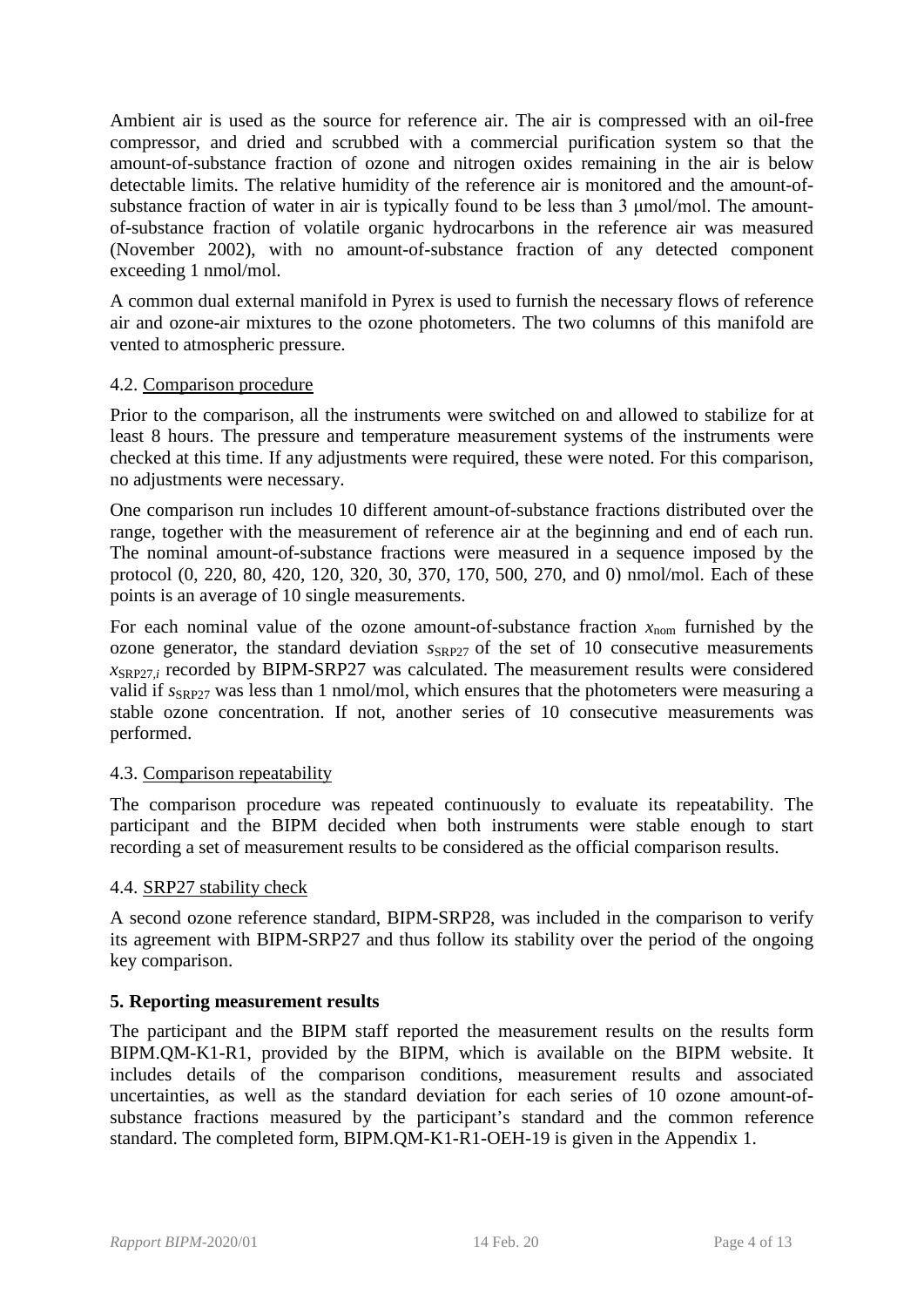Ambient air is used as the source for reference air. The air is compressed with an oil-free compressor, and dried and scrubbed with a commercial purification system so that the amount-of-substance fraction of ozone and nitrogen oxides remaining in the air is below detectable limits. The relative humidity of the reference air is monitored and the amount-of-substance fraction of water in air is typically found to be less than 3 μmol/mol. The amount-of-substance fraction of volatile organic hydrocarbons in the reference air was measured (November 2002), with no amount-of-substance fraction of any detected component exceeding 1 nmol/mol.

A common dual external manifold in Pyrex is used to furnish the necessary flows of reference air and ozone-air mixtures to the ozone photometers. The two columns of this manifold are vented to atmospheric pressure.

### 4.2. Comparison procedure

Prior to the comparison, all the instruments were switched on and allowed to stabilize for at least 8 hours. The pressure and temperature measurement systems of the instruments were checked at this time. If any adjustments were required, these were noted. For this comparison, no adjustments were necessary.

One comparison run includes 10 different amount-of-substance fractions distributed over the range, together with the measurement of reference air at the beginning and end of each run. The nominal amount-of-substance fractions were measured in a sequence imposed by the protocol (0, 220, 80, 420, 120, 320, 30, 370, 170, 500, 270, and 0) nmol/mol. Each of these points is an average of 10 single measurements.

For each nominal value of the ozone amount-of-substance fraction $x_{\mathrm{nom}}$ furnished by the ozone generator, the standard deviation $s_{\mathrm{SRP27}}$ of the set of 10 consecutive measurements $x_{\mathrm{SRP27},i}$ recorded by BIPM-SRP27 was calculated. The measurement results were considered valid if $s_{\mathrm{SRP27}}$ was less than 1 nmol/mol, which ensures that the photometers were measuring a stable ozone concentration. If not, another series of 10 consecutive measurements was performed.

### 4.3. Comparison repeatability

The comparison procedure was repeated continuously to evaluate its repeatability. The participant and the BIPM decided when both instruments were stable enough to start recording a set of measurement results to be considered as the official comparison results.

### 4.4. SRP27 stability check

A second ozone reference standard, BIPM-SRP28, was included in the comparison to verify its agreement with BIPM-SRP27 and thus follow its stability over the period of the ongoing key comparison.

## 5. Reporting measurement results

The participant and the BIPM staff reported the measurement results on the results form BIPM.QM-K1-R1, provided by the BIPM, which is available on the BIPM website. It includes details of the comparison conditions, measurement results and associated uncertainties, as well as the standard deviation for each series of 10 ozone amount-of-substance fractions measured by the participant's standard and the common reference standard. The completed form, BIPM.QM-K1-R1-OEH-19 is given in the Appendix 1.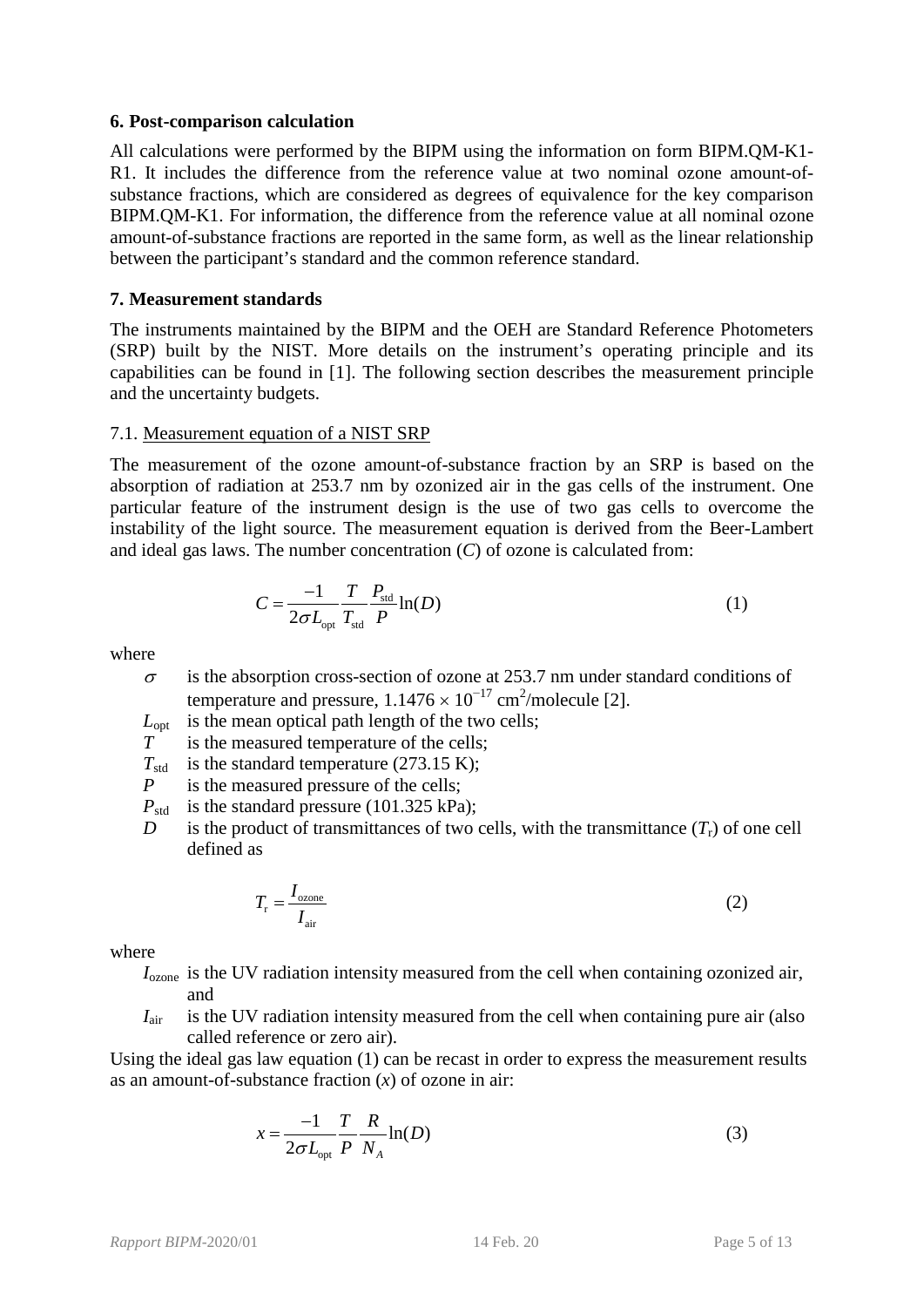## 6. Post-comparison calculation

All calculations were performed by the BIPM using the information on form BIPM.QM-K1-R1. It includes the difference from the reference value at two nominal ozone amount-of-substance fractions, which are considered as degrees of equivalence for the key comparison BIPM.QM-K1. For information, the difference from the reference value at all nominal ozone amount-of-substance fractions are reported in the same form, as well as the linear relationship between the participant's standard and the common reference standard.

## 7. Measurement standards

The instruments maintained by the BIPM and the OEH are Standard Reference Photometers (SRP) built by the NIST. More details on the instrument's operating principle and its capabilities can be found in [1]. The following section describes the measurement principle and the uncertainty budgets.

### 7.1. Measurement equation of a NIST SRP

The measurement of the ozone amount-of-substance fraction by an SRP is based on the absorption of radiation at 253.7 nm by ozonized air in the gas cells of the instrument. One particular feature of the instrument design is the use of two gas cells to overcome the instability of the light source. The measurement equation is derived from the Beer-Lambert and ideal gas laws. The number concentration ($C$) of ozone is calculated from:

$$C = \frac{-1}{2\sigma L_{\text{opt}}} \frac{T}{T_{\text{std}}} \frac{P_{\text{std}}}{P} \ln(D) \tag{1}$$

where

- $\sigma$ is the absorption cross-section of ozone at 253.7 nm under standard conditions of temperature and pressure, $1.1476 \times 10^{-17}$ cm$^2$/molecule [2].
- $L_{\text{opt}}$ is the mean optical path length of the two cells;
- $T$ is the measured temperature of the cells;
- $T_{\text{std}}$ is the standard temperature (273.15 K);
- $P$ is the measured pressure of the cells;
- $P_{\text{std}}$ is the standard pressure (101.325 kPa);
- $D$ is the product of transmittances of two cells, with the transmittance ($T_{\text{r}}$) of one cell defined as

$$T_{\text{r}} = \frac{I_{\text{ozone}}}{I_{\text{air}}} \tag{2}$$

where

- $I_{\text{ozone}}$ is the UV radiation intensity measured from the cell when containing ozonized air, and
- $I_{\text{air}}$ is the UV radiation intensity measured from the cell when containing pure air (also called reference or zero air).

Using the ideal gas law equation (1) can be recast in order to express the measurement results as an amount-of-substance fraction ($x$) of ozone in air:

$$x = \frac{-1}{2\sigma L_{\text{opt}}} \frac{T}{P} \frac{R}{N_A} \ln(D) \tag{3}$$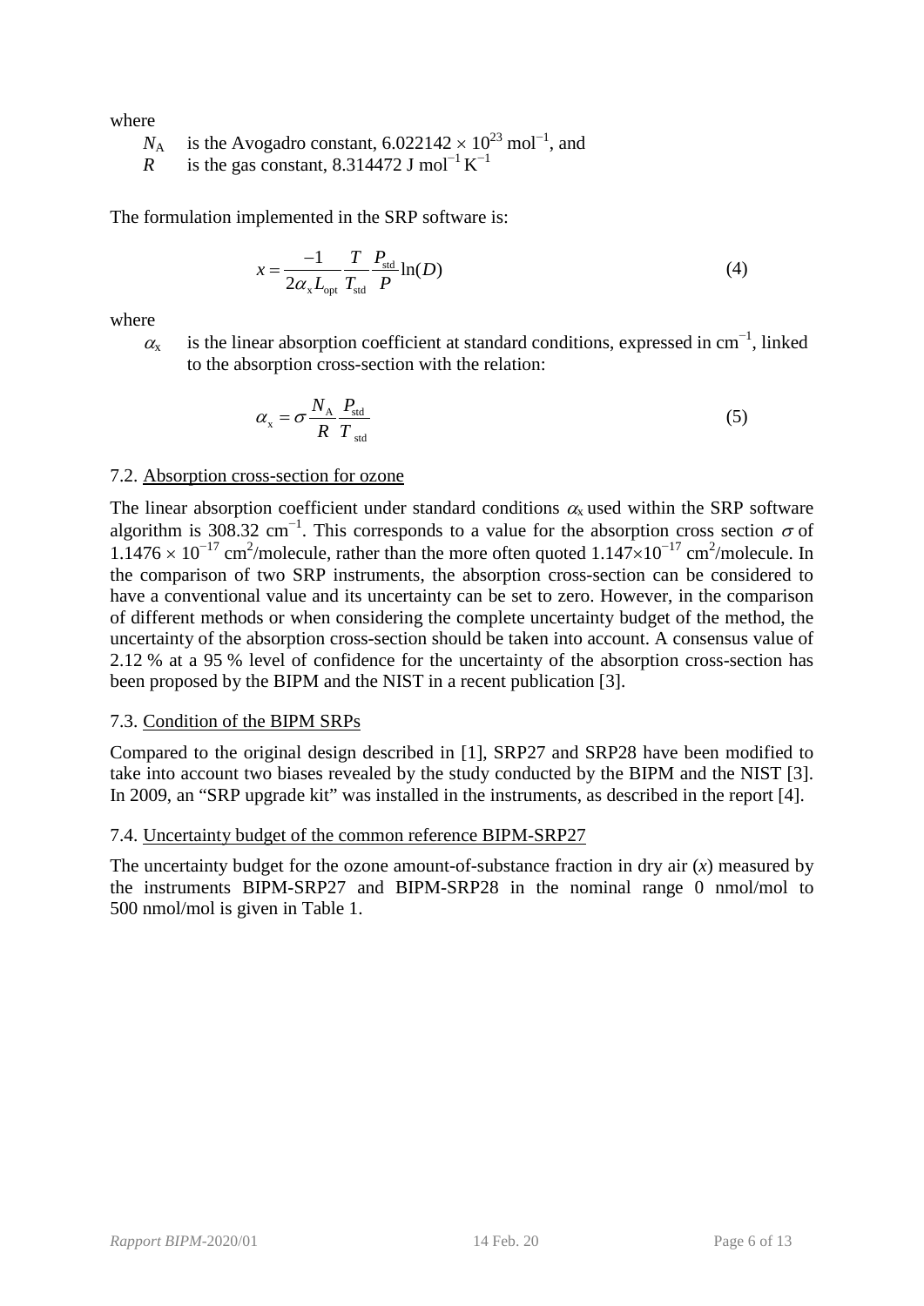where

$N_A$ is the Avogadro constant, $6.022142 \times 10^{23}$ mol$^{-1}$, and
$R$ is the gas constant, 8.314472 J mol$^{-1}$ K$^{-1}$

The formulation implemented in the SRP software is:

$$x = \frac{-1}{2\alpha_x L_{opt}} \frac{T}{T_{std}} \frac{P_{std}}{P} \ln(D) \tag{4}$$

where

$\alpha_x$ is the linear absorption coefficient at standard conditions, expressed in cm$^{-1}$, linked to the absorption cross-section with the relation:

$$\alpha_x = \sigma \frac{N_A}{R} \frac{P_{std}}{T_{std}} \tag{5}$$

7.2. Absorption cross-section for ozone

The linear absorption coefficient under standard conditions $\alpha_x$ used within the SRP software algorithm is 308.32 cm$^{-1}$. This corresponds to a value for the absorption cross section $\sigma$ of $1.1476 \times 10^{-17}$ cm$^2$/molecule, rather than the more often quoted $1.147 \times 10^{-17}$ cm$^2$/molecule. In the comparison of two SRP instruments, the absorption cross-section can be considered to have a conventional value and its uncertainty can be set to zero. However, in the comparison of different methods or when considering the complete uncertainty budget of the method, the uncertainty of the absorption cross-section should be taken into account. A consensus value of 2.12 % at a 95 % level of confidence for the uncertainty of the absorption cross-section has been proposed by the BIPM and the NIST in a recent publication [3].

7.3. Condition of the BIPM SRPs

Compared to the original design described in [1], SRP27 and SRP28 have been modified to take into account two biases revealed by the study conducted by the BIPM and the NIST [3]. In 2009, an "SRP upgrade kit" was installed in the instruments, as described in the report [4].

7.4. Uncertainty budget of the common reference BIPM-SRP27

The uncertainty budget for the ozone amount-of-substance fraction in dry air ($x$) measured by the instruments BIPM-SRP27 and BIPM-SRP28 in the nominal range 0 nmol/mol to 500 nmol/mol is given in Table 1.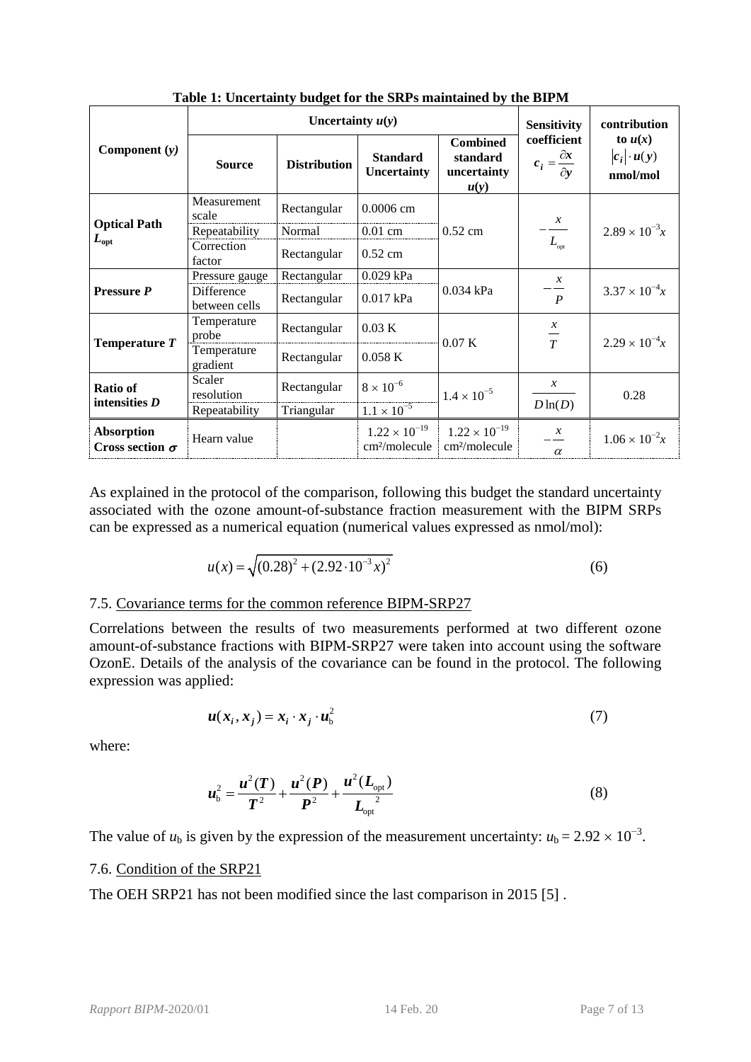**Table 1: Uncertainty budget for the SRPs maintained by the BIPM**

| Component ($y$) | Uncertainty $u(y)$ | | | | Sensitivity coefficient $c_i = \frac{\partial x}{\partial y}$ | contribution to $u(x)$ $\lvert c_i \rvert \cdot u(y)$ nmol/mol |
|---|---|---|---|---|---|---|
| | **Source** | **Distribution** | **Standard Uncertainty** | **Combined standard uncertainty $u(y)$** | | |
| **Optical Path $L_{opt}$** | Measurement scale | Rectangular | 0.0006 cm | 0.52 cm | $-\frac{x}{L_{opt}}$ | $2.89 \times 10^{-3}x$ |
| | Repeatability | Normal | 0.01 cm | | | |
| | Correction factor | Rectangular | 0.52 cm | | | |
| **Pressure $P$** | Pressure gauge | Rectangular | 0.029 kPa | 0.034 kPa | $-\frac{x}{P}$ | $3.37 \times 10^{-4}x$ |
| | Difference between cells | Rectangular | 0.017 kPa | | | |
| **Temperature $T$** | Temperature probe | Rectangular | 0.03 K | 0.07 K | $\frac{x}{T}$ | $2.29 \times 10^{-4}x$ |
| | Temperature gradient | Rectangular | 0.058 K | | | |
| **Ratio of intensities $D$** | Scaler resolution | Rectangular | $8 \times 10^{-6}$ | $1.4 \times 10^{-5}$ | $\frac{x}{D\ln(D)}$ | 0.28 |
| | Repeatability | Triangular | $1.1 \times 10^{-5}$ | | | |
| **Absorption Cross section $\sigma$** | Hearn value | | $1.22 \times 10^{-19}$ cm²/molecule | $1.22 \times 10^{-19}$ cm²/molecule | $-\frac{x}{\alpha}$ | $1.06 \times 10^{-2}x$ |

As explained in the protocol of the comparison, following this budget the standard uncertainty associated with the ozone amount-of-substance fraction measurement with the BIPM SRPs can be expressed as a numerical equation (numerical values expressed as nmol/mol):

$$u(x) = \sqrt{(0.28)^2 + (2.92 \cdot 10^{-3} x)^2} \tag{6}$$

## 7.5. Covariance terms for the common reference BIPM-SRP27

Correlations between the results of two measurements performed at two different ozone amount-of-substance fractions with BIPM-SRP27 were taken into account using the software OzonE. Details of the analysis of the covariance can be found in the protocol. The following expression was applied:

$$u(x_i, x_j) = x_i \cdot x_j \cdot u_b^2 \tag{7}$$

where:

$$u_b^2 = \frac{u^2(T)}{T^2} + \frac{u^2(P)}{P^2} + \frac{u^2(L_{opt})}{L_{opt}^{\ 2}} \tag{8}$$

The value of $u_b$ is given by the expression of the measurement uncertainty: $u_b = 2.92 \times 10^{-3}$.

## 7.6. Condition of the SRP21

The OEH SRP21 has not been modified since the last comparison in 2015 [5] .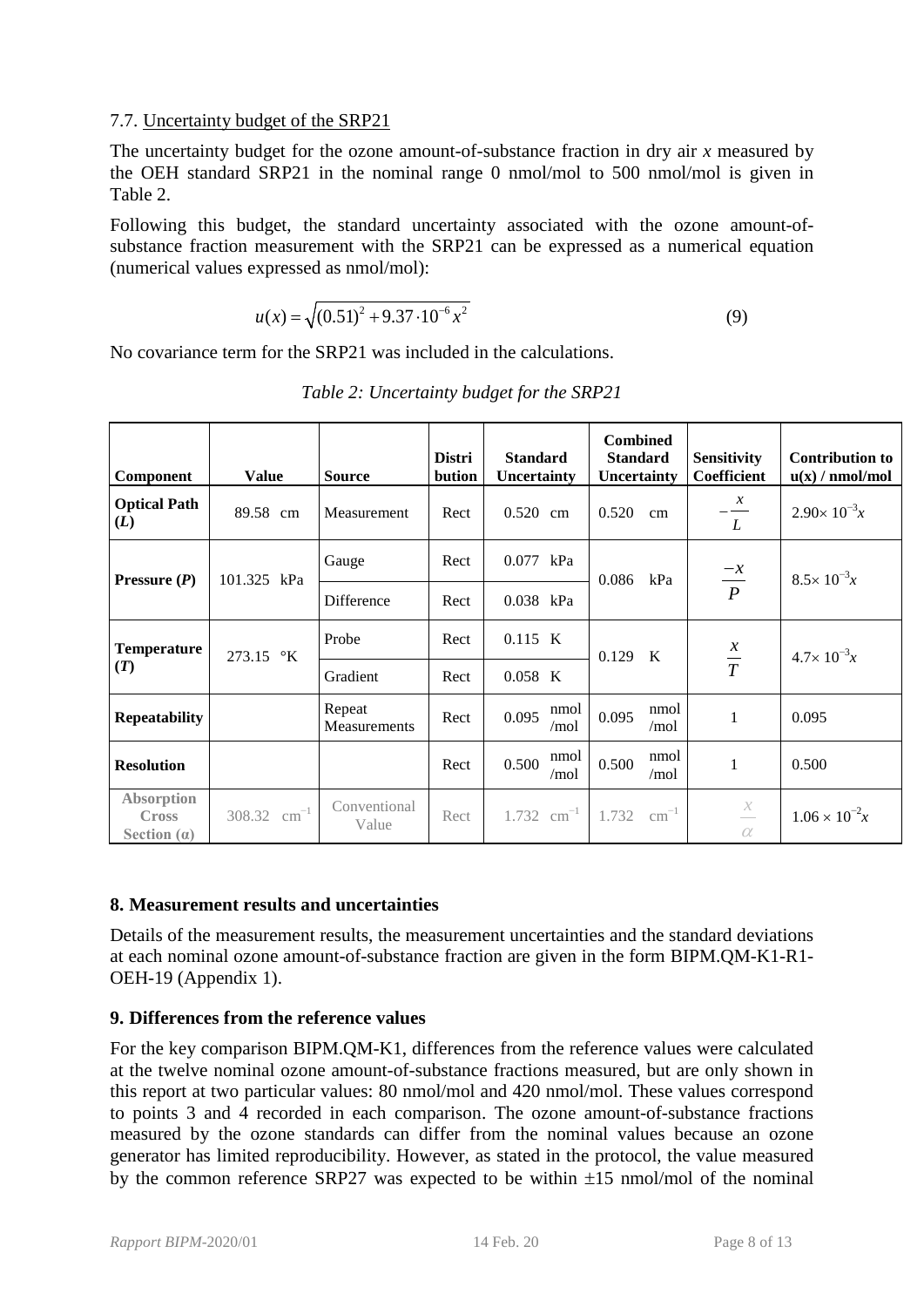### 7.7. Uncertainty budget of the SRP21

The uncertainty budget for the ozone amount-of-substance fraction in dry air $x$ measured by the OEH standard SRP21 in the nominal range 0 nmol/mol to 500 nmol/mol is given in Table 2.

Following this budget, the standard uncertainty associated with the ozone amount-of-substance fraction measurement with the SRP21 can be expressed as a numerical equation (numerical values expressed as nmol/mol):

$$u(x) = \sqrt{(0.51)^2 + 9.37 \cdot 10^{-6} x^2} \tag{9}$$

No covariance term for the SRP21 was included in the calculations.

*Table 2: Uncertainty budget for the SRP21*

| Component | Value | Source | Distribution | Standard Uncertainty | Combined Standard Uncertainty | Sensitivity Coefficient | Contribution to u(x) / nmol/mol |
|---|---|---|---|---|---|---|---|
| **Optical Path ($L$)** | 89.58 cm | Measurement | Rect | 0.520 cm | 0.520 cm | $-\frac{x}{L}$ | $2.90\times 10^{-3}x$ |
| **Pressure ($P$)** | 101.325 kPa | Gauge | Rect | 0.077 kPa | 0.086 kPa | $\frac{-x}{P}$ | $8.5\times 10^{-3}x$ |
| | | Difference | Rect | 0.038 kPa | | | |
| **Temperature ($T$)** | 273.15 °K | Probe | Rect | 0.115 K | 0.129 K | $\frac{x}{T}$ | $4.7\times 10^{-3}x$ |
| | | Gradient | Rect | 0.058 K | | | |
| **Repeatability** | | Repeat Measurements | Rect | 0.095 nmol/mol | 0.095 nmol/mol | 1 | 0.095 |
| **Resolution** | | | Rect | 0.500 nmol/mol | 0.500 nmol/mol | 1 | 0.500 |
| **Absorption Cross Section (α)** | 308.32 cm$^{-1}$ | Conventional Value | Rect | 1.732 cm$^{-1}$ | 1.732 cm$^{-1}$ | $\frac{x}{\alpha}$ | $1.06 \times 10^{-2}x$ |

## 8. Measurement results and uncertainties

Details of the measurement results, the measurement uncertainties and the standard deviations at each nominal ozone amount-of-substance fraction are given in the form BIPM.QM-K1-R1-OEH-19 (Appendix 1).

## 9. Differences from the reference values

For the key comparison BIPM.QM-K1, differences from the reference values were calculated at the twelve nominal ozone amount-of-substance fractions measured, but are only shown in this report at two particular values: 80 nmol/mol and 420 nmol/mol. These values correspond to points 3 and 4 recorded in each comparison. The ozone amount-of-substance fractions measured by the ozone standards can differ from the nominal values because an ozone generator has limited reproducibility. However, as stated in the protocol, the value measured by the common reference SRP27 was expected to be within ±15 nmol/mol of the nominal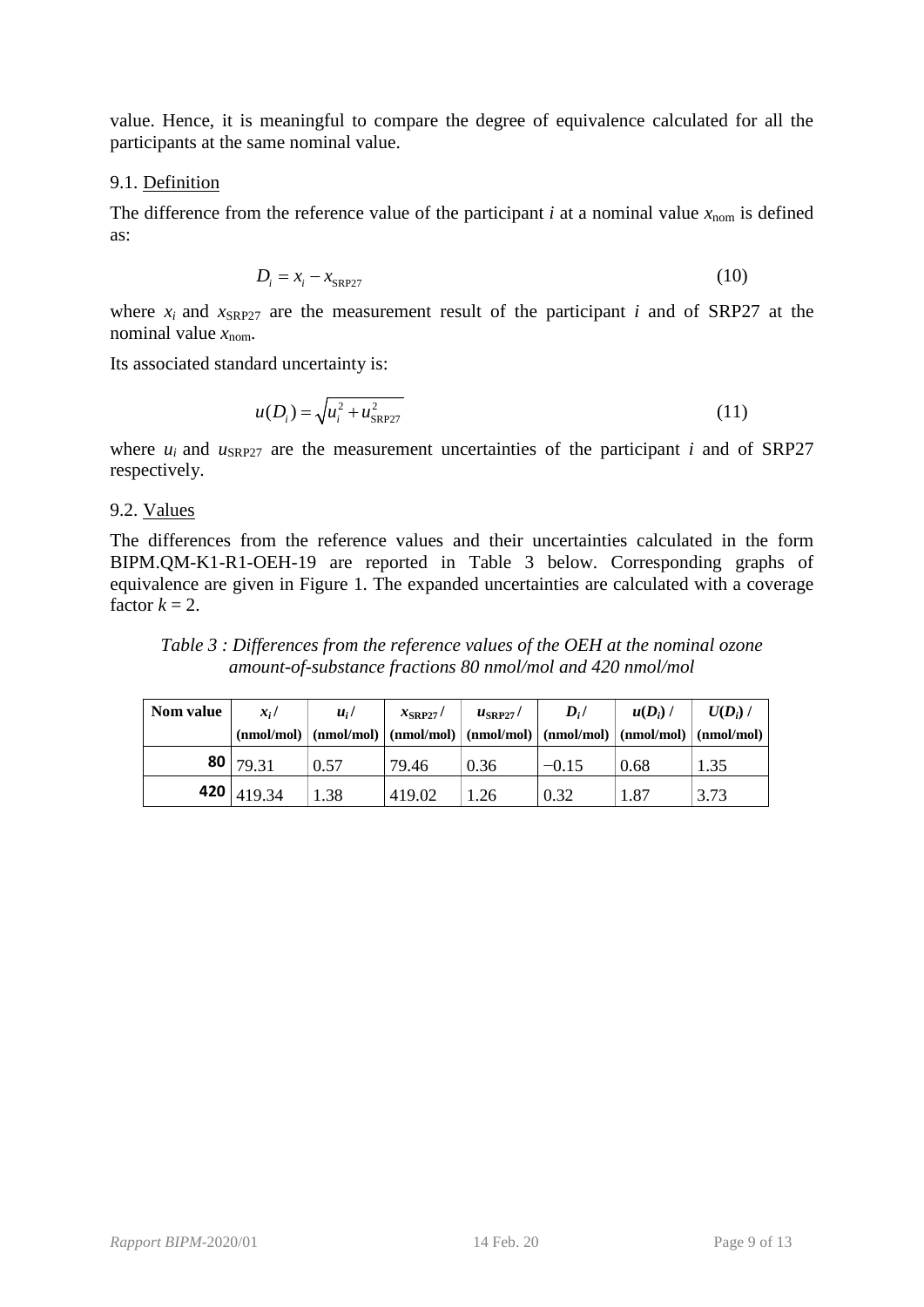value. Hence, it is meaningful to compare the degree of equivalence calculated for all the participants at the same nominal value.

### 9.1. Definition

The difference from the reference value of the participant $i$ at a nominal value $x_{\text{nom}}$ is defined as:

$$D_i = x_i - x_{\text{SRP27}} \tag{10}$$

where $x_i$ and $x_{\text{SRP27}}$ are the measurement result of the participant $i$ and of SRP27 at the nominal value $x_{\text{nom}}$.

Its associated standard uncertainty is:

$$u(D_i) = \sqrt{u_i^2 + u_{\text{SRP27}}^2} \tag{11}$$

where $u_i$ and $u_{\text{SRP27}}$ are the measurement uncertainties of the participant $i$ and of SRP27 respectively.

### 9.2. Values

The differences from the reference values and their uncertainties calculated in the form BIPM.QM-K1-R1-OEH-19 are reported in Table 3 below. Corresponding graphs of equivalence are given in Figure 1. The expanded uncertainties are calculated with a coverage factor $k = 2$.

*Table 3 : Differences from the reference values of the OEH at the nominal ozone amount-of-substance fractions 80 nmol/mol and 420 nmol/mol*

| Nom value | $x_i$ / (nmol/mol) | $u_i$ / (nmol/mol) | $x_{\text{SRP27}}$ / (nmol/mol) | $u_{\text{SRP27}}$ / (nmol/mol) | $D_i$ / (nmol/mol) | $u(D_i)$ / (nmol/mol) | $U(D_i)$ / (nmol/mol) |
|---|---|---|---|---|---|---|---|
| **80** | 79.31 | 0.57 | 79.46 | 0.36 | −0.15 | 0.68 | 1.35 |
| **420** | 419.34 | 1.38 | 419.02 | 1.26 | 0.32 | 1.87 | 3.73 |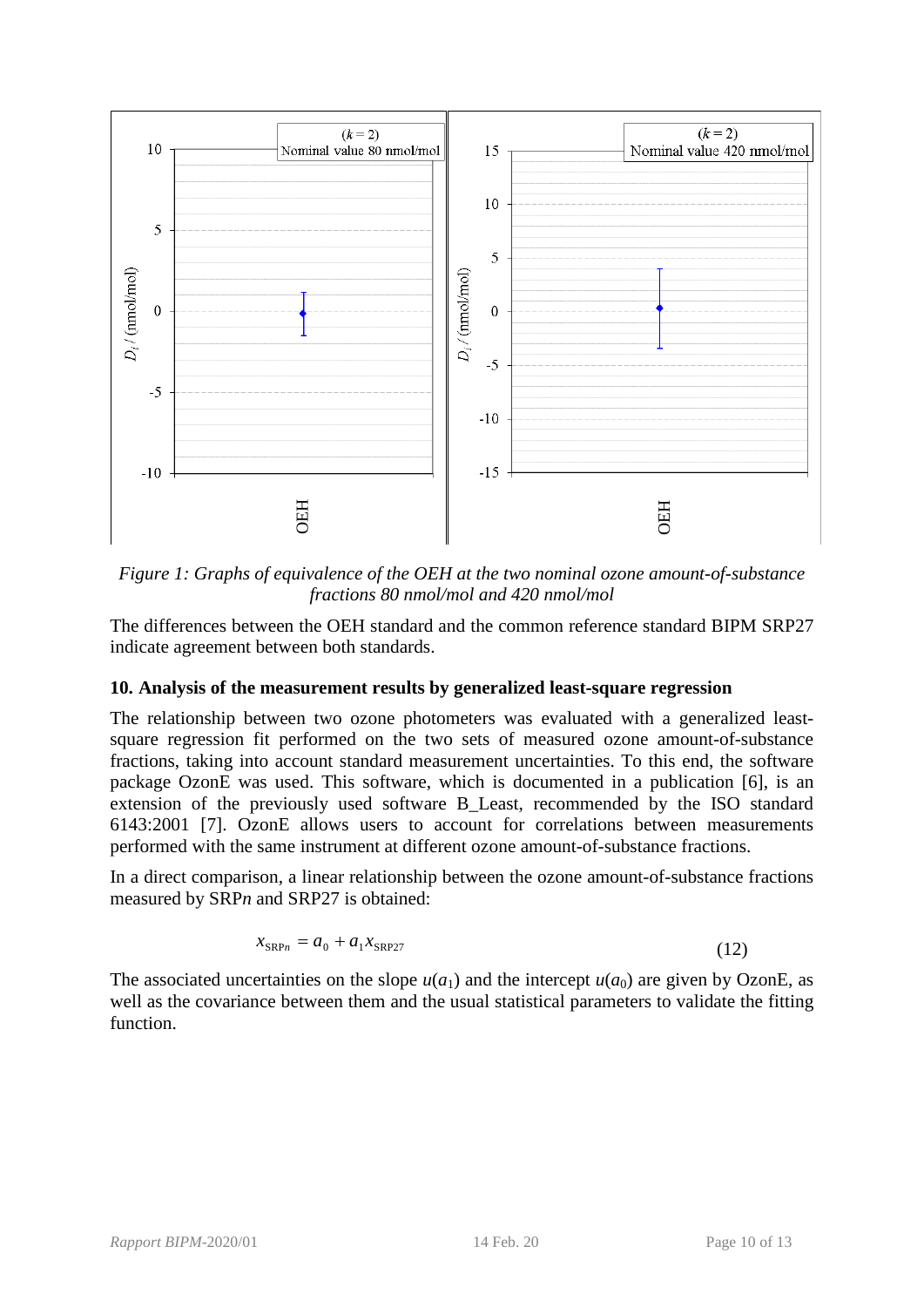*Figure 1: Graphs of equivalence of the OEH at the two nominal ozone amount-of-substance fractions 80 nmol/mol and 420 nmol/mol*

The differences between the OEH standard and the common reference standard BIPM SRP27 indicate agreement between both standards.

## 10. Analysis of the measurement results by generalized least-square regression

The relationship between two ozone photometers was evaluated with a generalized least-square regression fit performed on the two sets of measured ozone amount-of-substance fractions, taking into account standard measurement uncertainties. To this end, the software package OzonE was used. This software, which is documented in a publication [6], is an extension of the previously used software B_Least, recommended by the ISO standard 6143:2001 [7]. OzonE allows users to account for correlations between measurements performed with the same instrument at different ozone amount-of-substance fractions.

In a direct comparison, a linear relationship between the ozone amount-of-substance fractions measured by SRP*n* and SRP27 is obtained:

$$x_{\mathrm{SRP}n} = a_0 + a_1 x_{\mathrm{SRP27}} \tag{12}$$

The associated uncertainties on the slope $u(a_1)$ and the intercept $u(a_0)$ are given by OzonE, as well as the covariance between them and the usual statistical parameters to validate the fitting function.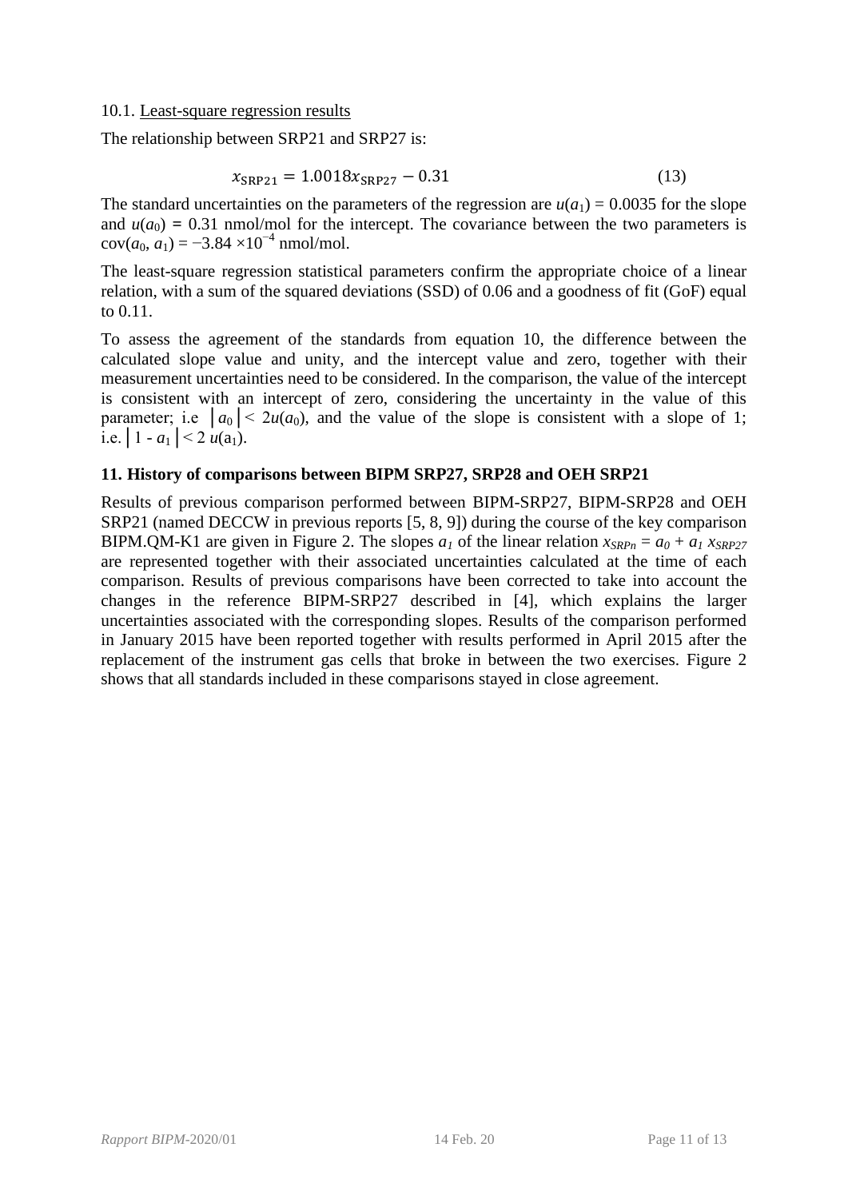### 10.1. Least-square regression results

The relationship between SRP21 and SRP27 is:

$$x_{\mathrm{SRP21}} = 1.0018x_{\mathrm{SRP27}} - 0.31 \qquad (13)$$

The standard uncertainties on the parameters of the regression are $u(a_1) = 0.0035$ for the slope and $u(a_0) = 0.31$ nmol/mol for the intercept. The covariance between the two parameters is $\mathrm{cov}(a_0, a_1) = -3.84 \times 10^{-4}$ nmol/mol.

The least-square regression statistical parameters confirm the appropriate choice of a linear relation, with a sum of the squared deviations (SSD) of 0.06 and a goodness of fit (GoF) equal to 0.11.

To assess the agreement of the standards from equation 10, the difference between the calculated slope value and unity, and the intercept value and zero, together with their measurement uncertainties need to be considered. In the comparison, the value of the intercept is consistent with an intercept of zero, considering the uncertainty in the value of this parameter; i.e $|a_0| < 2u(a_0)$, and the value of the slope is consistent with a slope of 1; i.e. $|1 - a_1| < 2\, u(a_1)$.

## 11. History of comparisons between BIPM SRP27, SRP28 and OEH SRP21

Results of previous comparison performed between BIPM-SRP27, BIPM-SRP28 and OEH SRP21 (named DECCW in previous reports [5, 8, 9]) during the course of the key comparison BIPM.QM-K1 are given in Figure 2. The slopes $a_1$ of the linear relation $x_{SRPn} = a_0 + a_1\, x_{SRP27}$ are represented together with their associated uncertainties calculated at the time of each comparison. Results of previous comparisons have been corrected to take into account the changes in the reference BIPM-SRP27 described in [4], which explains the larger uncertainties associated with the corresponding slopes. Results of the comparison performed in January 2015 have been reported together with results performed in April 2015 after the replacement of the instrument gas cells that broke in between the two exercises. Figure 2 shows that all standards included in these comparisons stayed in close agreement.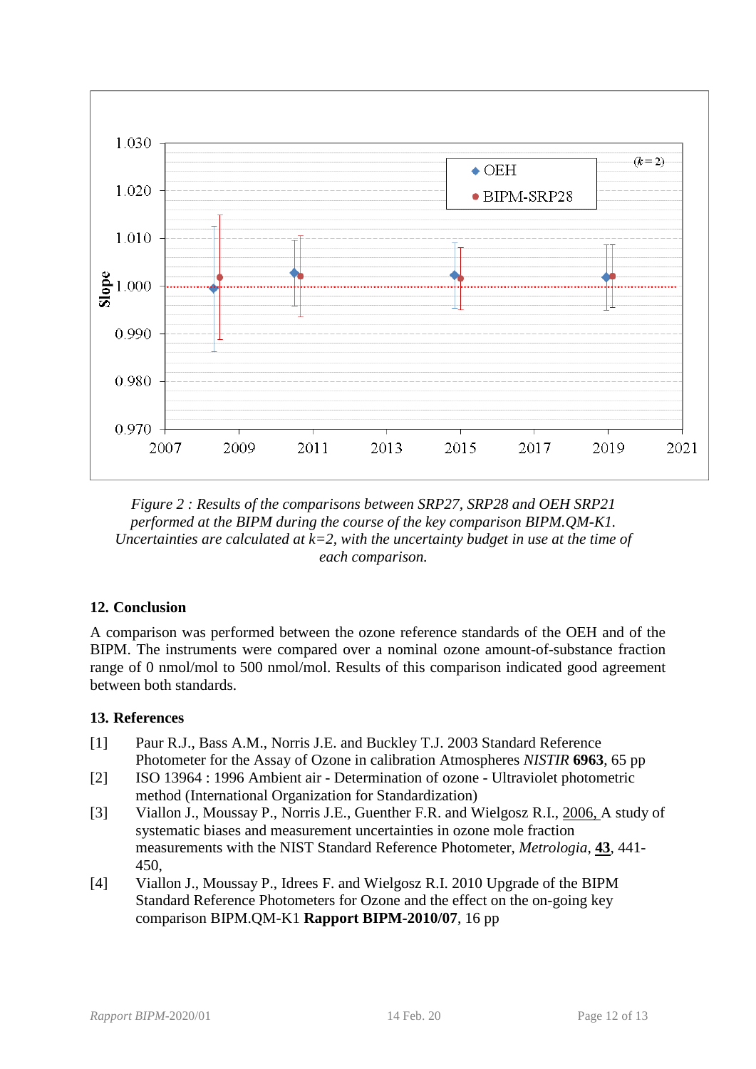*Figure 2 : Results of the comparisons between SRP27, SRP28 and OEH SRP21 performed at the BIPM during the course of the key comparison BIPM.QM-K1. Uncertainties are calculated at k=2, with the uncertainty budget in use at the time of each comparison.*

## 12. Conclusion

A comparison was performed between the ozone reference standards of the OEH and of the BIPM. The instruments were compared over a nominal ozone amount-of-substance fraction range of 0 nmol/mol to 500 nmol/mol. Results of this comparison indicated good agreement between both standards.

## 13. References

[1] Paur R.J., Bass A.M., Norris J.E. and Buckley T.J. 2003 Standard Reference Photometer for the Assay of Ozone in calibration Atmospheres *NISTIR* **6963**, 65 pp

[2] ISO 13964 : 1996 Ambient air - Determination of ozone - Ultraviolet photometric method (International Organization for Standardization)

[3] Viallon J., Moussay P., Norris J.E., Guenther F.R. and Wielgosz R.I., 2006, A study of systematic biases and measurement uncertainties in ozone mole fraction measurements with the NIST Standard Reference Photometer, *Metrologia*, **43**, 441-450,

[4] Viallon J., Moussay P., Idrees F. and Wielgosz R.I. 2010 Upgrade of the BIPM Standard Reference Photometers for Ozone and the effect on the on-going key comparison BIPM.QM-K1 **Rapport BIPM-2010/07**, 16 pp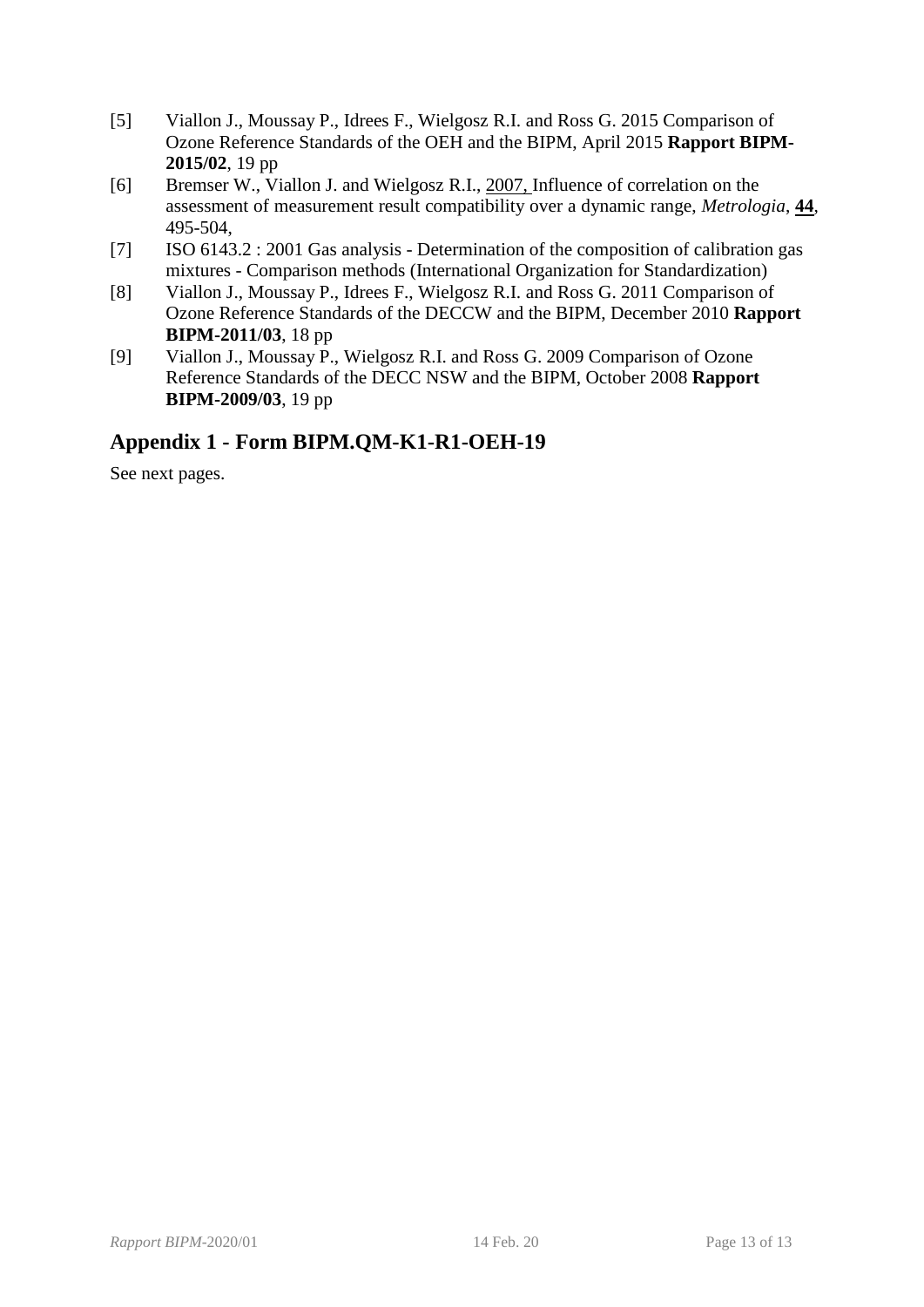[5] Viallon J., Moussay P., Idrees F., Wielgosz R.I. and Ross G. 2015 Comparison of Ozone Reference Standards of the OEH and the BIPM, April 2015 **Rapport BIPM-2015/02**, 19 pp

[6] Bremser W., Viallon J. and Wielgosz R.I., 2007, Influence of correlation on the assessment of measurement result compatibility over a dynamic range, *Metrologia*, **44**, 495-504,

[7] ISO 6143.2 : 2001 Gas analysis - Determination of the composition of calibration gas mixtures - Comparison methods (International Organization for Standardization)

[8] Viallon J., Moussay P., Idrees F., Wielgosz R.I. and Ross G. 2011 Comparison of Ozone Reference Standards of the DECCW and the BIPM, December 2010 **Rapport BIPM-2011/03**, 18 pp

[9] Viallon J., Moussay P., Wielgosz R.I. and Ross G. 2009 Comparison of Ozone Reference Standards of the DECC NSW and the BIPM, October 2008 **Rapport BIPM-2009/03**, 19 pp

## Appendix 1 - Form BIPM.QM-K1-R1-OEH-19

See next pages.